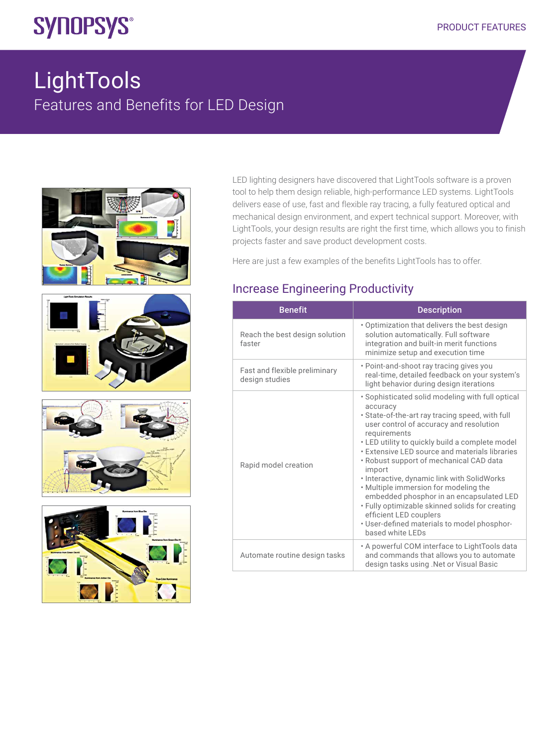# LightTools

## Features and Benefits for LED Design

LED lighting designers have discovered that LightTools software is a proven tool to help them design reliable, high-performance LED systems. LightTools delivers ease of use, fast and flexible ray tracing, a fully featured optical and mechanical design environment, and expert technical support. Moreover, with LightTools, your design results are right the first time, which allows you to finish projects faster and save product development costs.

Here are just a few examples of the benefits LightTools has to offer.

## Increase Engineering Productivity

| Benefit | Description |
| --- | --- |
| Reach the best design solution faster | • Optimization that delivers the best design solution automatically. Full software integration and built-in merit functions minimize setup and execution time |
| Fast and flexible preliminary design studies | • Point-and-shoot ray tracing gives you real-time, detailed feedback on your system's light behavior during design iterations |
| Rapid model creation | • Sophisticated solid modeling with full optical accuracy<br>• State-of-the-art ray tracing speed, with full user control of accuracy and resolution requirements<br>• LED utility to quickly build a complete model<br>• Extensive LED source and materials libraries<br>• Robust support of mechanical CAD data import<br>• Interactive, dynamic link with SolidWorks<br>• Multiple immersion for modeling the embedded phosphor in an encapsulated LED<br>• Fully optimizable skinned solids for creating efficient LED couplers<br>• User-defined materials to model phosphor-based white LEDs |
| Automate routine design tasks | • A powerful COM interface to LightTools data and commands that allows you to automate design tasks using .Net or Visual Basic |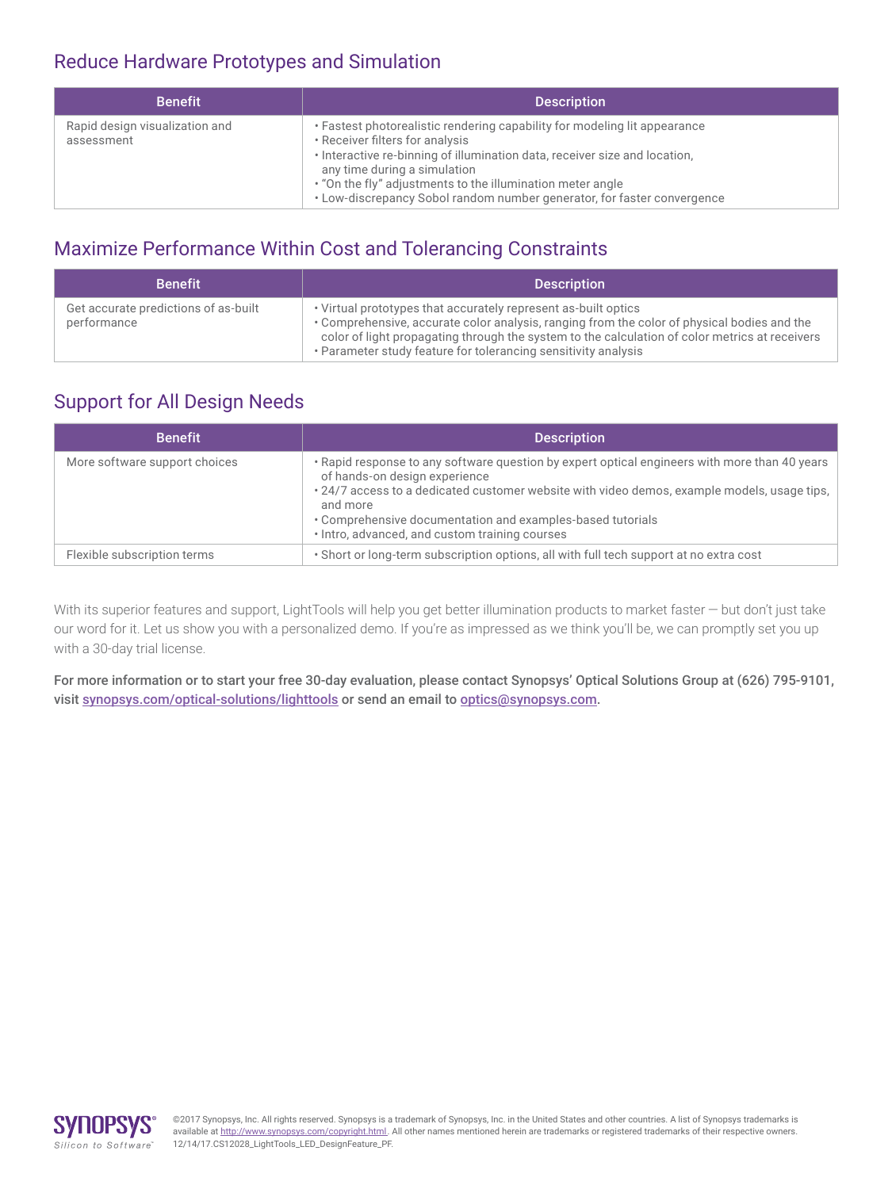## Reduce Hardware Prototypes and Simulation

| Benefit | Description |
| --- | --- |
| Rapid design visualization and assessment | • Fastest photorealistic rendering capability for modeling lit appearance<br>• Receiver filters for analysis<br>• Interactive re-binning of illumination data, receiver size and location, any time during a simulation<br>• "On the fly" adjustments to the illumination meter angle<br>• Low-discrepancy Sobol random number generator, for faster convergence |

## Maximize Performance Within Cost and Tolerancing Constraints

| Benefit | Description |
| --- | --- |
| Get accurate predictions of as-built performance | • Virtual prototypes that accurately represent as-built optics<br>• Comprehensive, accurate color analysis, ranging from the color of physical bodies and the color of light propagating through the system to the calculation of color metrics at receivers<br>• Parameter study feature for tolerancing sensitivity analysis |

## Support for All Design Needs

| Benefit | Description |
| --- | --- |
| More software support choices | • Rapid response to any software question by expert optical engineers with more than 40 years of hands-on design experience<br>• 24/7 access to a dedicated customer website with video demos, example models, usage tips, and more<br>• Comprehensive documentation and examples-based tutorials<br>• Intro, advanced, and custom training courses |
| Flexible subscription terms | • Short or long-term subscription options, all with full tech support at no extra cost |

With its superior features and support, LightTools will help you get better illumination products to market faster — but don't just take our word for it. Let us show you with a personalized demo. If you're as impressed as we think you'll be, we can promptly set you up with a 30-day trial license.

**For more information or to start your free 30-day evaluation, please contact Synopsys' Optical Solutions Group at (626) 795-9101, visit synopsys.com/optical-solutions/lighttools or send an email to optics@synopsys.com.**

©2017 Synopsys, Inc. All rights reserved. Synopsys is a trademark of Synopsys, Inc. in the United States and other countries. A list of Synopsys trademarks is available at http://www.synopsys.com/copyright.html. All other names mentioned herein are trademarks or registered trademarks of their respective owners.
12/14/17.CS12028_LightTools_LED_DesignFeature_PF.